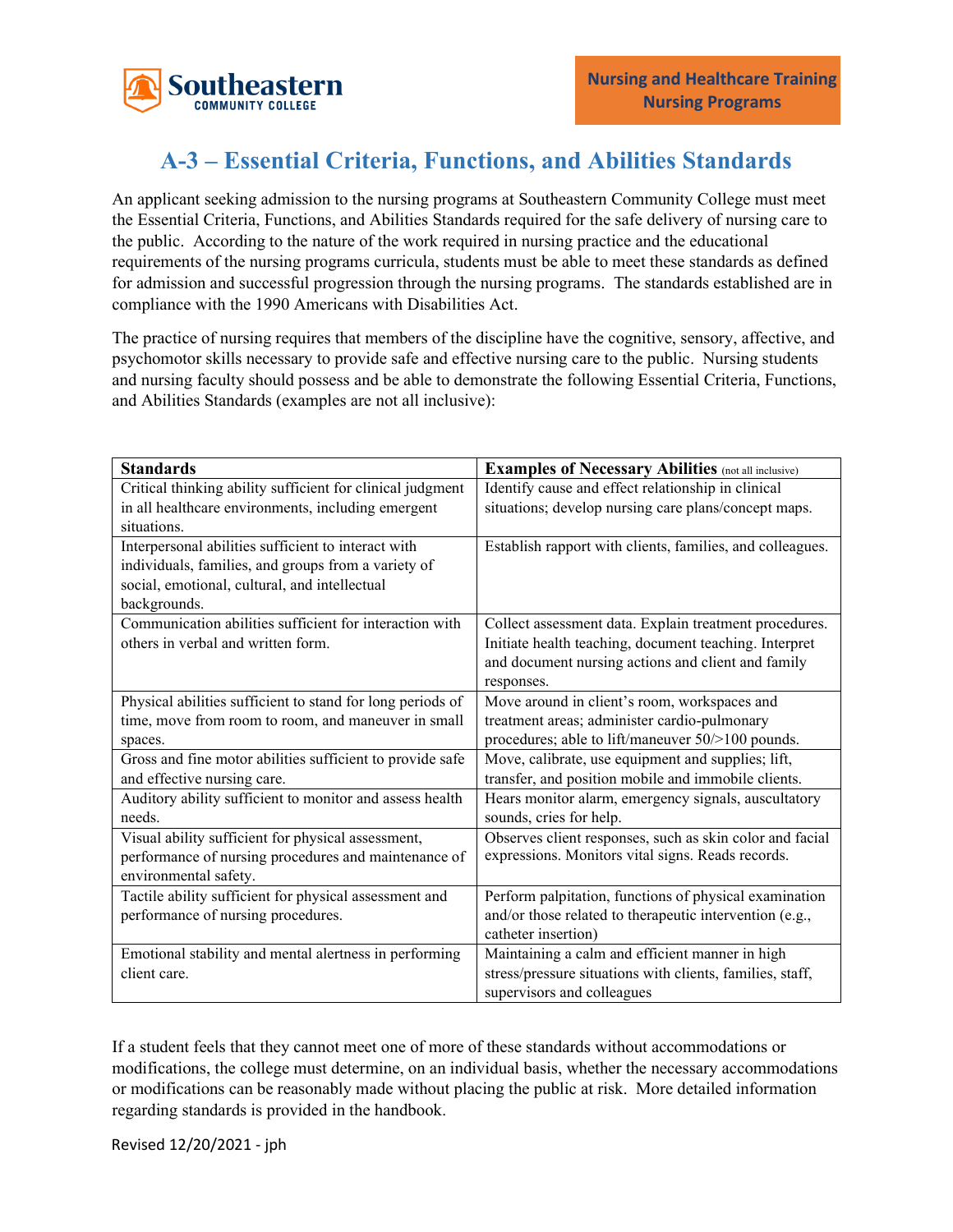Southeastern COMMUNITY COLLEGE

**Nursing and Healthcare Training**
**Nursing Programs**

# A-3 – Essential Criteria, Functions, and Abilities Standards

An applicant seeking admission to the nursing programs at Southeastern Community College must meet the Essential Criteria, Functions, and Abilities Standards required for the safe delivery of nursing care to the public. According to the nature of the work required in nursing practice and the educational requirements of the nursing programs curricula, students must be able to meet these standards as defined for admission and successful progression through the nursing programs. The standards established are in compliance with the 1990 Americans with Disabilities Act.

The practice of nursing requires that members of the discipline have the cognitive, sensory, affective, and psychomotor skills necessary to provide safe and effective nursing care to the public. Nursing students and nursing faculty should possess and be able to demonstrate the following Essential Criteria, Functions, and Abilities Standards (examples are not all inclusive):

| **Standards** | **Examples of Necessary Abilities** (not all inclusive) |
|---|---|
| Critical thinking ability sufficient for clinical judgment in all healthcare environments, including emergent situations. | Identify cause and effect relationship in clinical situations; develop nursing care plans/concept maps. |
| Interpersonal abilities sufficient to interact with individuals, families, and groups from a variety of social, emotional, cultural, and intellectual backgrounds. | Establish rapport with clients, families, and colleagues. |
| Communication abilities sufficient for interaction with others in verbal and written form. | Collect assessment data. Explain treatment procedures. Initiate health teaching, document teaching. Interpret and document nursing actions and client and family responses. |
| Physical abilities sufficient to stand for long periods of time, move from room to room, and maneuver in small spaces. | Move around in client's room, workspaces and treatment areas; administer cardio-pulmonary procedures; able to lift/maneuver 50/>100 pounds. |
| Gross and fine motor abilities sufficient to provide safe and effective nursing care. | Move, calibrate, use equipment and supplies; lift, transfer, and position mobile and immobile clients. |
| Auditory ability sufficient to monitor and assess health needs. | Hears monitor alarm, emergency signals, auscultatory sounds, cries for help. |
| Visual ability sufficient for physical assessment, performance of nursing procedures and maintenance of environmental safety. | Observes client responses, such as skin color and facial expressions. Monitors vital signs. Reads records. |
| Tactile ability sufficient for physical assessment and performance of nursing procedures. | Perform palpitation, functions of physical examination and/or those related to therapeutic intervention (e.g., catheter insertion) |
| Emotional stability and mental alertness in performing client care. | Maintaining a calm and efficient manner in high stress/pressure situations with clients, families, staff, supervisors and colleagues |

If a student feels that they cannot meet one of more of these standards without accommodations or modifications, the college must determine, on an individual basis, whether the necessary accommodations or modifications can be reasonably made without placing the public at risk. More detailed information regarding standards is provided in the handbook.

Revised 12/20/2021 - jph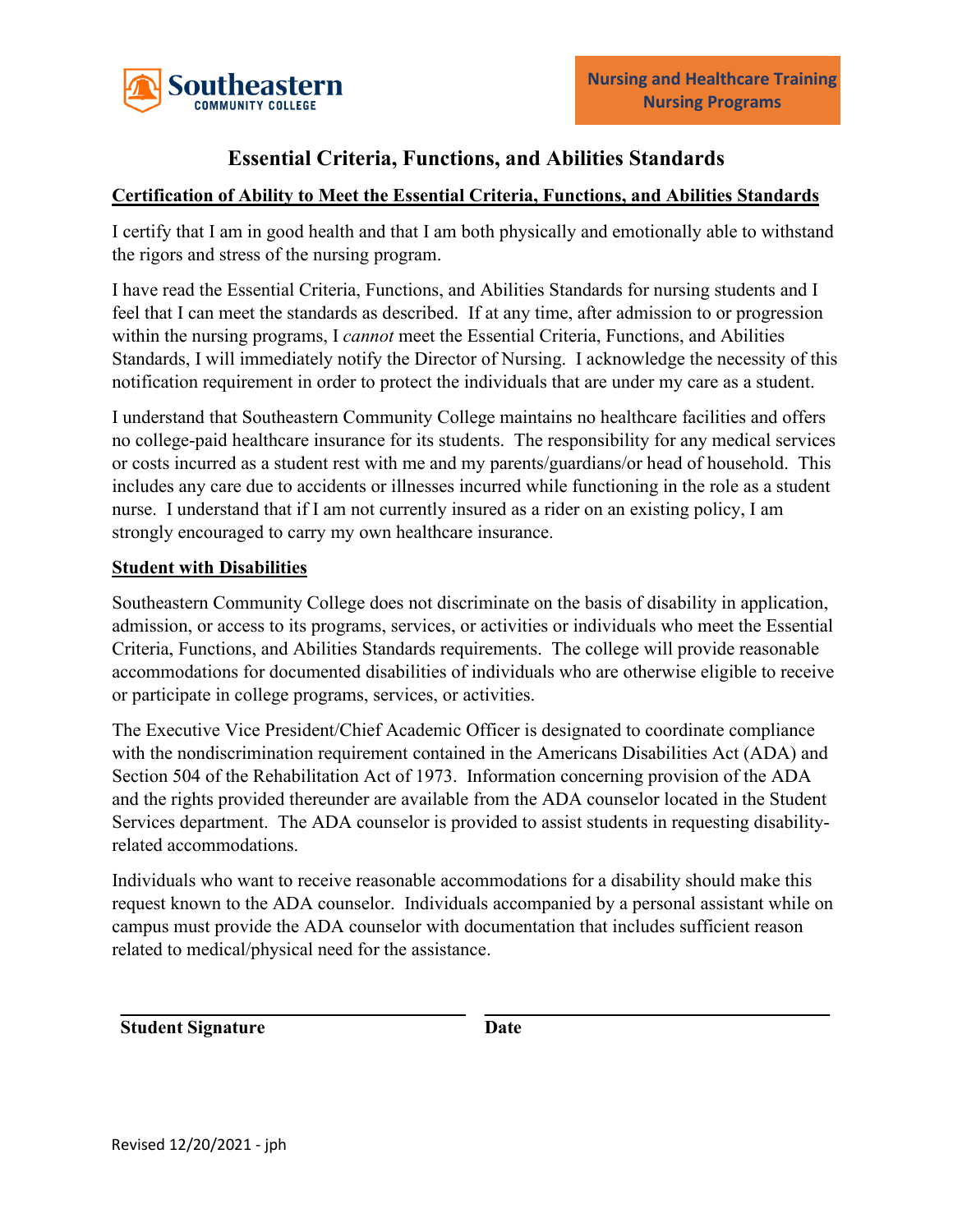Southeastern COMMUNITY COLLEGE

**Nursing and Healthcare Training**
**Nursing Programs**

# Essential Criteria, Functions, and Abilities Standards

**Certification of Ability to Meet the Essential Criteria, Functions, and Abilities Standards**

I certify that I am in good health and that I am both physically and emotionally able to withstand the rigors and stress of the nursing program.

I have read the Essential Criteria, Functions, and Abilities Standards for nursing students and I feel that I can meet the standards as described. If at any time, after admission to or progression within the nursing programs, I *cannot* meet the Essential Criteria, Functions, and Abilities Standards, I will immediately notify the Director of Nursing. I acknowledge the necessity of this notification requirement in order to protect the individuals that are under my care as a student.

I understand that Southeastern Community College maintains no healthcare facilities and offers no college-paid healthcare insurance for its students. The responsibility for any medical services or costs incurred as a student rest with me and my parents/guardians/or head of household. This includes any care due to accidents or illnesses incurred while functioning in the role as a student nurse. I understand that if I am not currently insured as a rider on an existing policy, I am strongly encouraged to carry my own healthcare insurance.

**Student with Disabilities**

Southeastern Community College does not discriminate on the basis of disability in application, admission, or access to its programs, services, or activities or individuals who meet the Essential Criteria, Functions, and Abilities Standards requirements. The college will provide reasonable accommodations for documented disabilities of individuals who are otherwise eligible to receive or participate in college programs, services, or activities.

The Executive Vice President/Chief Academic Officer is designated to coordinate compliance with the nondiscrimination requirement contained in the Americans Disabilities Act (ADA) and Section 504 of the Rehabilitation Act of 1973. Information concerning provision of the ADA and the rights provided thereunder are available from the ADA counselor located in the Student Services department. The ADA counselor is provided to assist students in requesting disability-related accommodations.

Individuals who want to receive reasonable accommodations for a disability should make this request known to the ADA counselor. Individuals accompanied by a personal assistant while on campus must provide the ADA counselor with documentation that includes sufficient reason related to medical/physical need for the assistance.

______________________________ ______________________________

**Student Signature** **Date**

Revised 12/20/2021 - jph